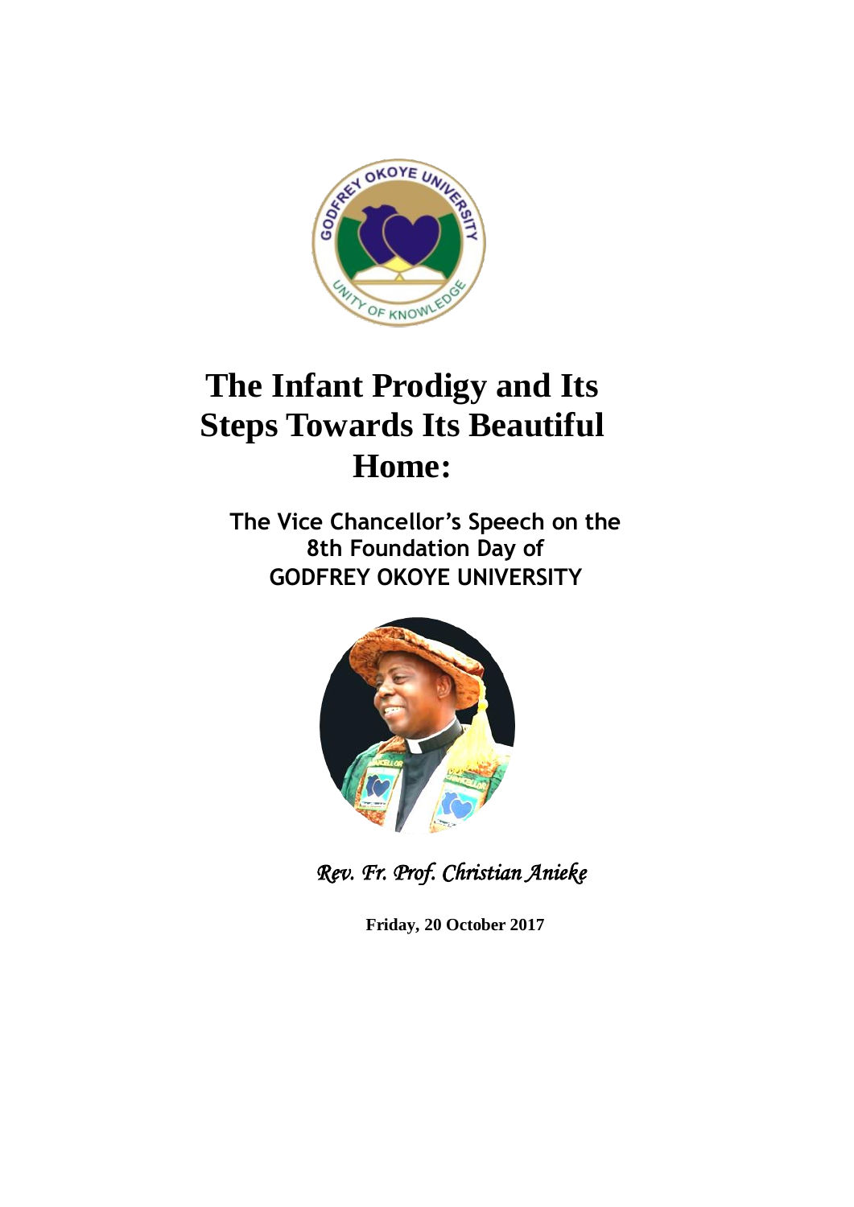# The Infant Prodigy and Its Steps Towards Its Beautiful Home:

**The Vice Chancellor's Speech on the 8th Foundation Day of GODFREY OKOYE UNIVERSITY**

*Rev. Fr. Prof. Christian Anieke*

**Friday, 20 October 2017**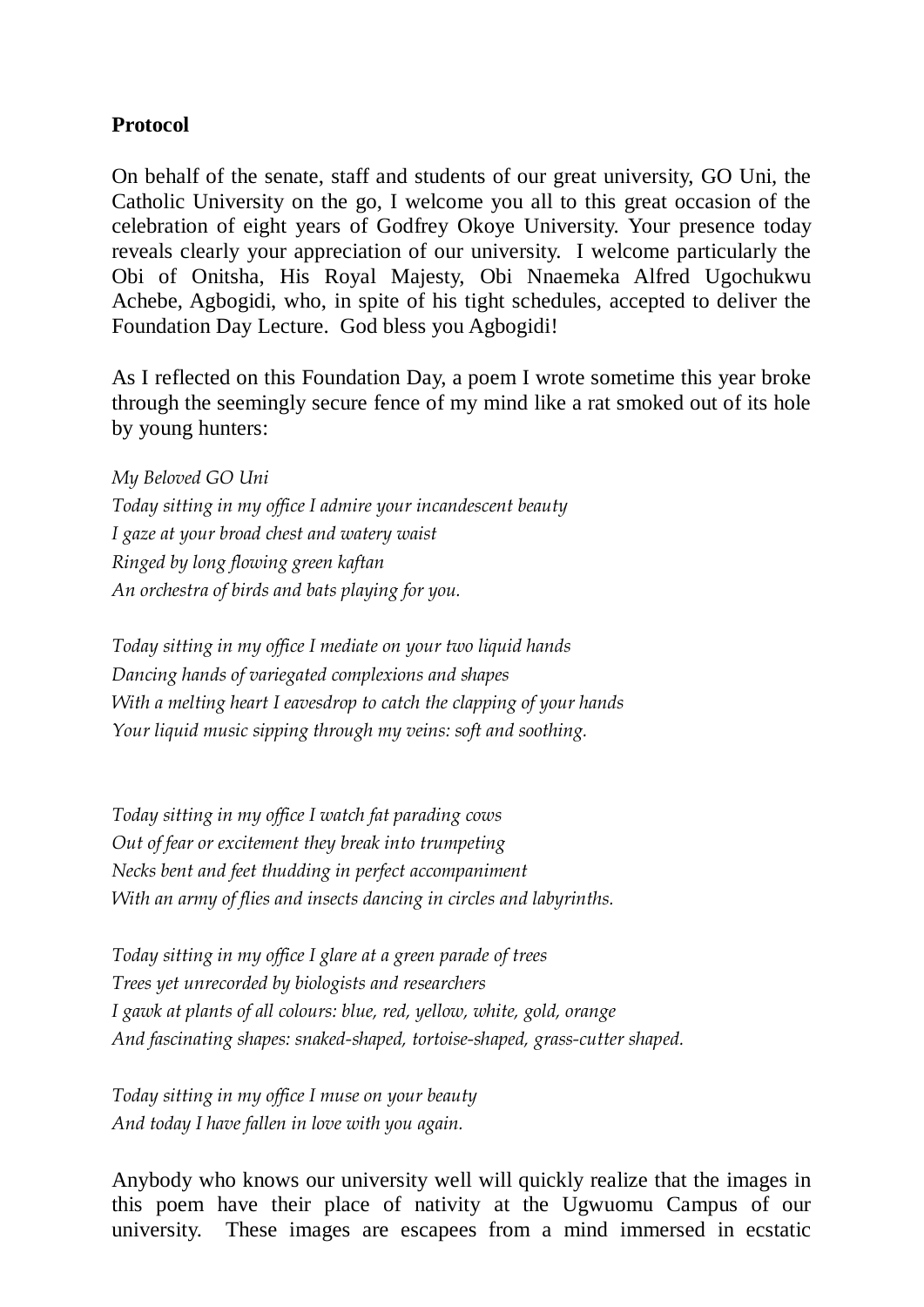**Protocol**

On behalf of the senate, staff and students of our great university, GO Uni, the Catholic University on the go, I welcome you all to this great occasion of the celebration of eight years of Godfrey Okoye University. Your presence today reveals clearly your appreciation of our university. I welcome particularly the Obi of Onitsha, His Royal Majesty, Obi Nnaemeka Alfred Ugochukwu Achebe, Agbogidi, who, in spite of his tight schedules, accepted to deliver the Foundation Day Lecture. God bless you Agbogidi!

As I reflected on this Foundation Day, a poem I wrote sometime this year broke through the seemingly secure fence of my mind like a rat smoked out of its hole by young hunters:

*My Beloved GO Uni*
*Today sitting in my office I admire your incandescent beauty*
*I gaze at your broad chest and watery waist*
*Ringed by long flowing green kaftan*
*An orchestra of birds and bats playing for you.*

*Today sitting in my office I mediate on your two liquid hands*
*Dancing hands of variegated complexions and shapes*
*With a melting heart I eavesdrop to catch the clapping of your hands*
*Your liquid music sipping through my veins: soft and soothing.*

*Today sitting in my office I watch fat parading cows*
*Out of fear or excitement they break into trumpeting*
*Necks bent and feet thudding in perfect accompaniment*
*With an army of flies and insects dancing in circles and labyrinths.*

*Today sitting in my office I glare at a green parade of trees*
*Trees yet unrecorded by biologists and researchers*
*I gawk at plants of all colours: blue, red, yellow, white, gold, orange*
*And fascinating shapes: snaked-shaped, tortoise-shaped, grass-cutter shaped.*

*Today sitting in my office I muse on your beauty*
*And today I have fallen in love with you again.*

Anybody who knows our university well will quickly realize that the images in this poem have their place of nativity at the Ugwuomu Campus of our university. These images are escapees from a mind immersed in ecstatic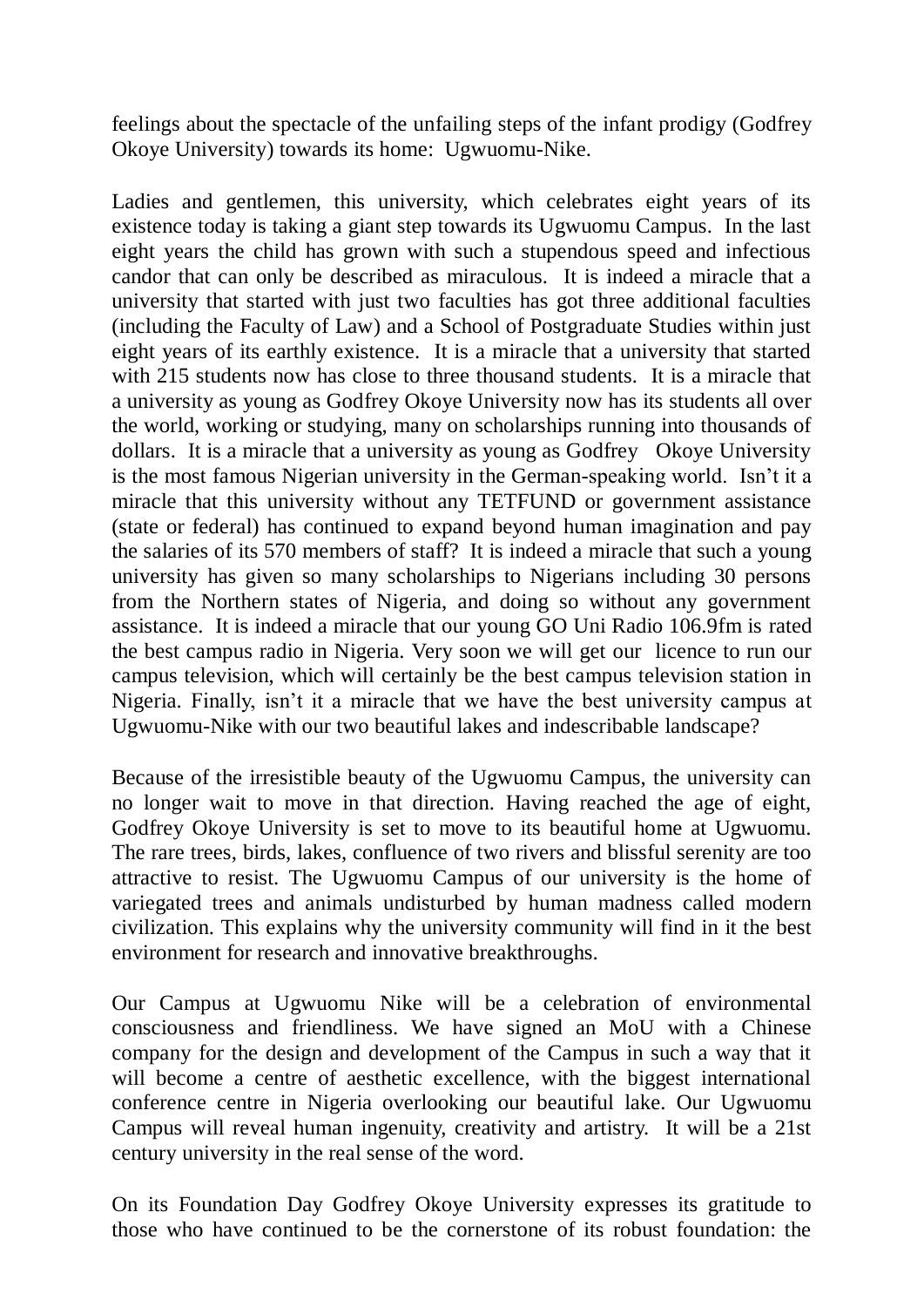feelings about the spectacle of the unfailing steps of the infant prodigy (Godfrey Okoye University) towards its home: Ugwuomu-Nike.

Ladies and gentlemen, this university, which celebrates eight years of its existence today is taking a giant step towards its Ugwuomu Campus. In the last eight years the child has grown with such a stupendous speed and infectious candor that can only be described as miraculous. It is indeed a miracle that a university that started with just two faculties has got three additional faculties (including the Faculty of Law) and a School of Postgraduate Studies within just eight years of its earthly existence. It is a miracle that a university that started with 215 students now has close to three thousand students. It is a miracle that a university as young as Godfrey Okoye University now has its students all over the world, working or studying, many on scholarships running into thousands of dollars. It is a miracle that a university as young as Godfrey Okoye University is the most famous Nigerian university in the German-speaking world. Isn't it a miracle that this university without any TETFUND or government assistance (state or federal) has continued to expand beyond human imagination and pay the salaries of its 570 members of staff? It is indeed a miracle that such a young university has given so many scholarships to Nigerians including 30 persons from the Northern states of Nigeria, and doing so without any government assistance. It is indeed a miracle that our young GO Uni Radio 106.9fm is rated the best campus radio in Nigeria. Very soon we will get our licence to run our campus television, which will certainly be the best campus television station in Nigeria. Finally, isn't it a miracle that we have the best university campus at Ugwuomu-Nike with our two beautiful lakes and indescribable landscape?

Because of the irresistible beauty of the Ugwuomu Campus, the university can no longer wait to move in that direction. Having reached the age of eight, Godfrey Okoye University is set to move to its beautiful home at Ugwuomu. The rare trees, birds, lakes, confluence of two rivers and blissful serenity are too attractive to resist. The Ugwuomu Campus of our university is the home of variegated trees and animals undisturbed by human madness called modern civilization. This explains why the university community will find in it the best environment for research and innovative breakthroughs.

Our Campus at Ugwuomu Nike will be a celebration of environmental consciousness and friendliness. We have signed an MoU with a Chinese company for the design and development of the Campus in such a way that it will become a centre of aesthetic excellence, with the biggest international conference centre in Nigeria overlooking our beautiful lake. Our Ugwuomu Campus will reveal human ingenuity, creativity and artistry. It will be a 21st century university in the real sense of the word.

On its Foundation Day Godfrey Okoye University expresses its gratitude to those who have continued to be the cornerstone of its robust foundation: the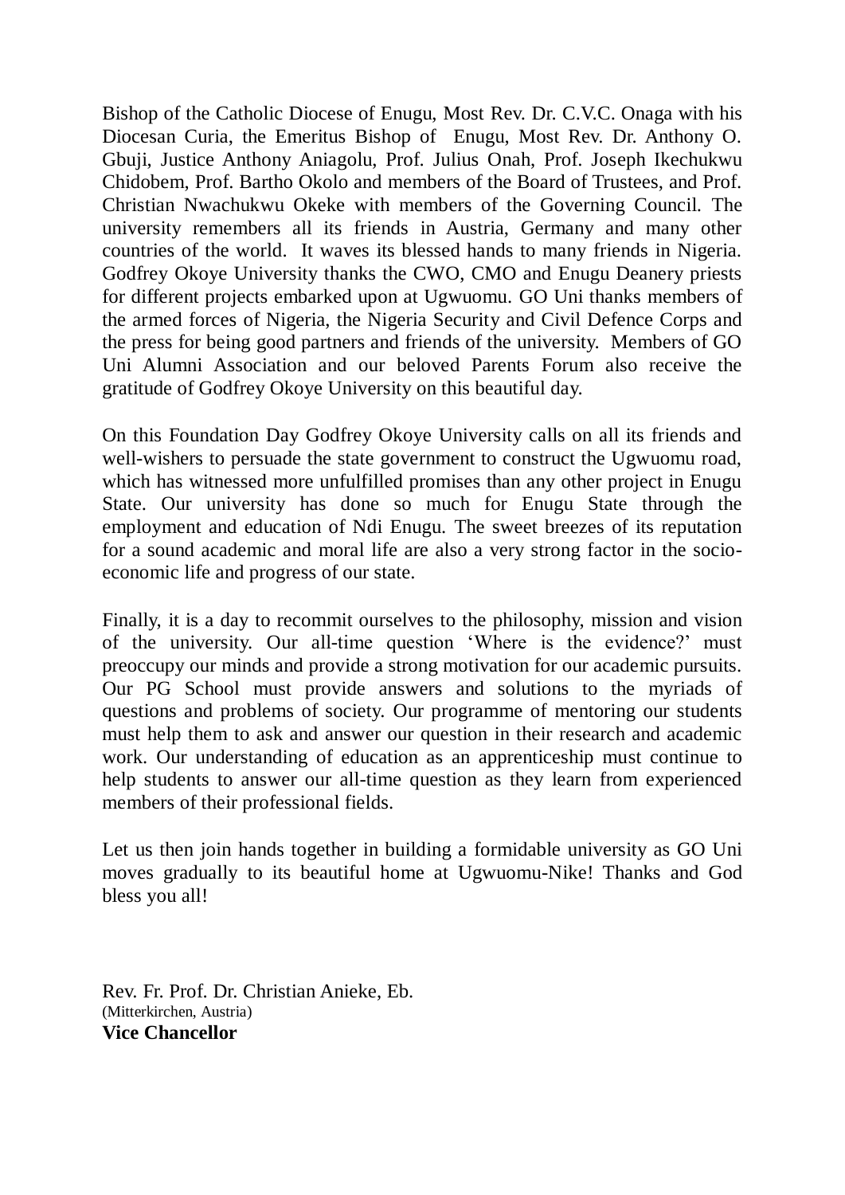Bishop of the Catholic Diocese of Enugu, Most Rev. Dr. C.V.C. Onaga with his Diocesan Curia, the Emeritus Bishop of Enugu, Most Rev. Dr. Anthony O. Gbuji, Justice Anthony Aniagolu, Prof. Julius Onah, Prof. Joseph Ikechukwu Chidobem, Prof. Bartho Okolo and members of the Board of Trustees, and Prof. Christian Nwachukwu Okeke with members of the Governing Council. The university remembers all its friends in Austria, Germany and many other countries of the world. It waves its blessed hands to many friends in Nigeria. Godfrey Okoye University thanks the CWO, CMO and Enugu Deanery priests for different projects embarked upon at Ugwuomu. GO Uni thanks members of the armed forces of Nigeria, the Nigeria Security and Civil Defence Corps and the press for being good partners and friends of the university. Members of GO Uni Alumni Association and our beloved Parents Forum also receive the gratitude of Godfrey Okoye University on this beautiful day.

On this Foundation Day Godfrey Okoye University calls on all its friends and well-wishers to persuade the state government to construct the Ugwuomu road, which has witnessed more unfulfilled promises than any other project in Enugu State. Our university has done so much for Enugu State through the employment and education of Ndi Enugu. The sweet breezes of its reputation for a sound academic and moral life are also a very strong factor in the socio-economic life and progress of our state.

Finally, it is a day to recommit ourselves to the philosophy, mission and vision of the university. Our all-time question 'Where is the evidence?' must preoccupy our minds and provide a strong motivation for our academic pursuits. Our PG School must provide answers and solutions to the myriads of questions and problems of society. Our programme of mentoring our students must help them to ask and answer our question in their research and academic work. Our understanding of education as an apprenticeship must continue to help students to answer our all-time question as they learn from experienced members of their professional fields.

Let us then join hands together in building a formidable university as GO Uni moves gradually to its beautiful home at Ugwuomu-Nike! Thanks and God bless you all!

Rev. Fr. Prof. Dr. Christian Anieke, Eb.
(Mitterkirchen, Austria)
**Vice Chancellor**